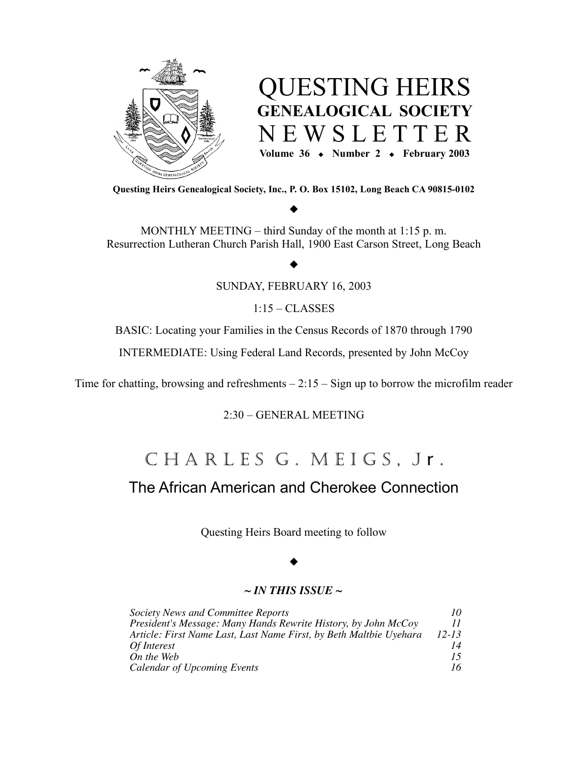# QUESTING HEIRS
## GENEALOGICAL SOCIETY
# NEWSLETTER

**Volume 36 ◆ Number 2 ◆ February 2003**

**Questing Heirs Genealogical Society, Inc., P. O. Box 15102, Long Beach CA 90815-0102**

◆

MONTHLY MEETING – third Sunday of the month at 1:15 p. m.
Resurrection Lutheran Church Parish Hall, 1900 East Carson Street, Long Beach

◆

SUNDAY, FEBRUARY 16, 2003

1:15 – CLASSES

BASIC: Locating your Families in the Census Records of 1870 through 1790

INTERMEDIATE: Using Federal Land Records, presented by John McCoy

Time for chatting, browsing and refreshments – 2:15 – Sign up to borrow the microfilm reader

2:30 – GENERAL MEETING

# CHARLES G. MEIGS, Jr.

## The African American and Cherokee Connection

Questing Heirs Board meeting to follow

◆

***~ IN THIS ISSUE ~***

| | |
|---|---|
| *Society News and Committee Reports* | *10* |
| *President's Message: Many Hands Rewrite History, by John McCoy* | *11* |
| *Article: First Name Last, Last Name First, by Beth Maltbie Uyehara* | *12-13* |
| *Of Interest* | *14* |
| *On the Web* | *15* |
| *Calendar of Upcoming Events* | *16* |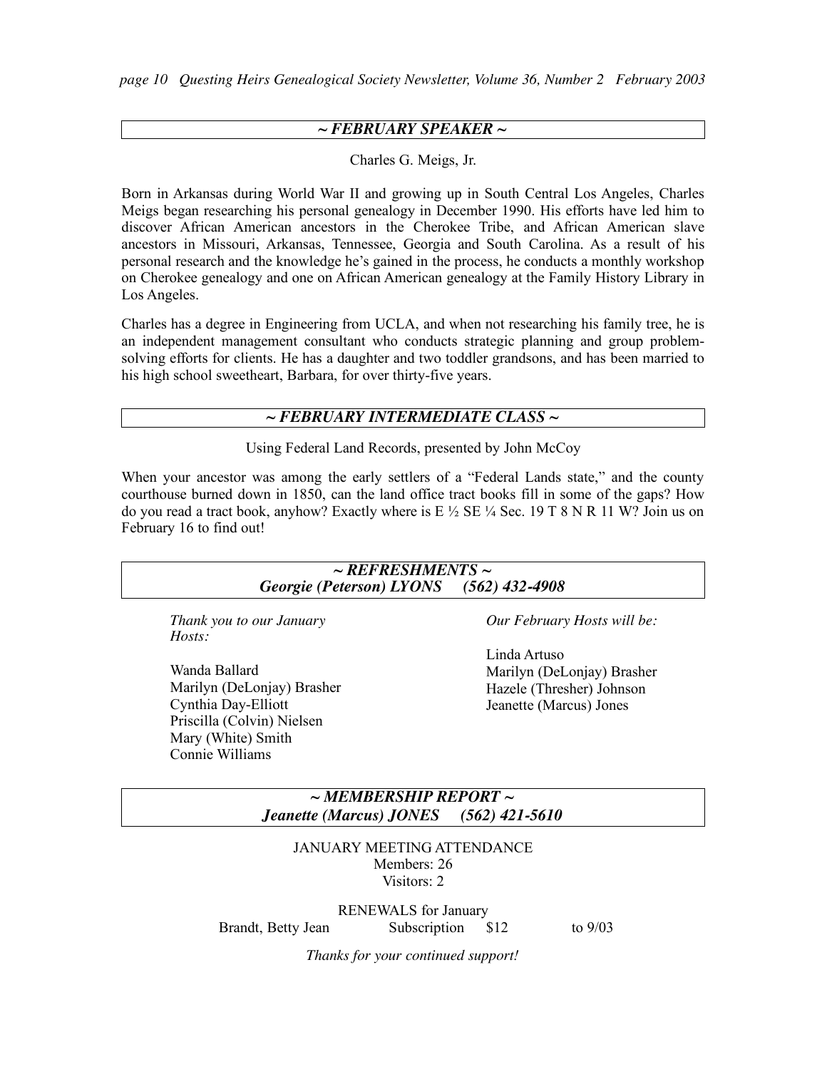## *~ FEBRUARY SPEAKER ~*

Charles G. Meigs, Jr.

Born in Arkansas during World War II and growing up in South Central Los Angeles, Charles Meigs began researching his personal genealogy in December 1990. His efforts have led him to discover African American ancestors in the Cherokee Tribe, and African American slave ancestors in Missouri, Arkansas, Tennessee, Georgia and South Carolina. As a result of his personal research and the knowledge he's gained in the process, he conducts a monthly workshop on Cherokee genealogy and one on African American genealogy at the Family History Library in Los Angeles.

Charles has a degree in Engineering from UCLA, and when not researching his family tree, he is an independent management consultant who conducts strategic planning and group problem-solving efforts for clients. He has a daughter and two toddler grandsons, and has been married to his high school sweetheart, Barbara, for over thirty-five years.

## *~ FEBRUARY INTERMEDIATE CLASS ~*

Using Federal Land Records, presented by John McCoy

When your ancestor was among the early settlers of a "Federal Lands state," and the county courthouse burned down in 1850, can the land office tract books fill in some of the gaps? How do you read a tract book, anyhow? Exactly where is E ½ SE ¼ Sec. 19 T 8 N R 11 W? Join us on February 16 to find out!

## *~ REFRESHMENTS ~*
### *Georgie (Peterson) LYONS (562) 432-4908*

*Thank you to our January Hosts:*

Wanda Ballard
Marilyn (DeLonjay) Brasher
Cynthia Day-Elliott
Priscilla (Colvin) Nielsen
Mary (White) Smith
Connie Williams

*Our February Hosts will be:*

Linda Artuso
Marilyn (DeLonjay) Brasher
Hazele (Thresher) Johnson
Jeanette (Marcus) Jones

## *~ MEMBERSHIP REPORT ~*
### *Jeanette (Marcus) JONES (562) 421-5610*

JANUARY MEETING ATTENDANCE
Members: 26
Visitors: 2

RENEWALS for January

| | | | |
|---|---|---|---|
| Brandt, Betty Jean | Subscription | $12 | to 9/03 |

*Thanks for your continued support!*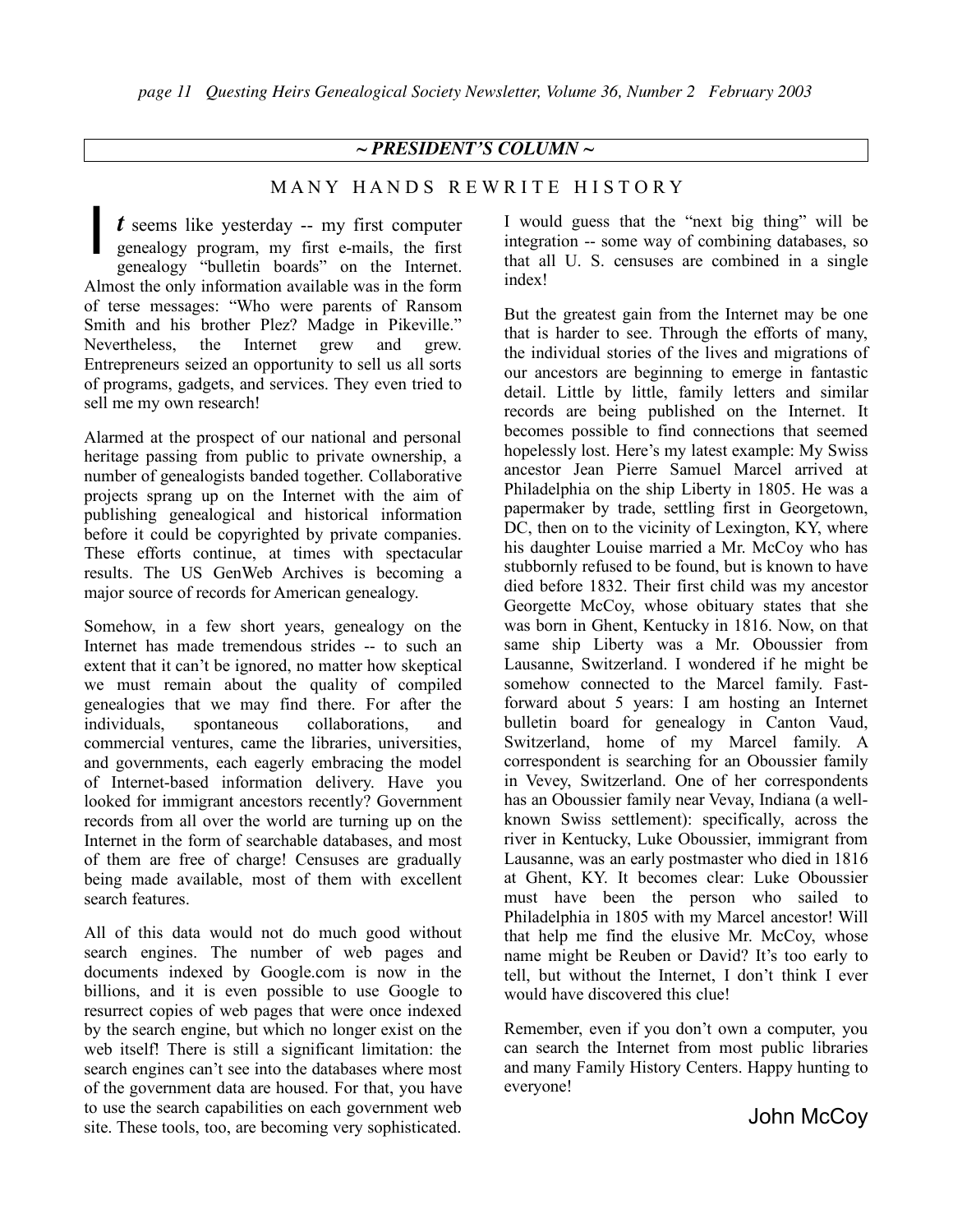## ~ PRESIDENT'S COLUMN ~

### MANY HANDS REWRITE HISTORY

*It* seems like yesterday -- my first computer genealogy program, my first e-mails, the first genealogy "bulletin boards" on the Internet. Almost the only information available was in the form of terse messages: "Who were parents of Ransom Smith and his brother Plez? Madge in Pikeville." Nevertheless, the Internet grew and grew. Entrepreneurs seized an opportunity to sell us all sorts of programs, gadgets, and services. They even tried to sell me my own research!

Alarmed at the prospect of our national and personal heritage passing from public to private ownership, a number of genealogists banded together. Collaborative projects sprang up on the Internet with the aim of publishing genealogical and historical information before it could be copyrighted by private companies. These efforts continue, at times with spectacular results. The US GenWeb Archives is becoming a major source of records for American genealogy.

Somehow, in a few short years, genealogy on the Internet has made tremendous strides -- to such an extent that it can't be ignored, no matter how skeptical we must remain about the quality of compiled genealogies that we may find there. For after the individuals, spontaneous collaborations, and commercial ventures, came the libraries, universities, and governments, each eagerly embracing the model of Internet-based information delivery. Have you looked for immigrant ancestors recently? Government records from all over the world are turning up on the Internet in the form of searchable databases, and most of them are free of charge! Censuses are gradually being made available, most of them with excellent search features.

All of this data would not do much good without search engines. The number of web pages and documents indexed by Google.com is now in the billions, and it is even possible to use Google to resurrect copies of web pages that were once indexed by the search engine, but which no longer exist on the web itself! There is still a significant limitation: the search engines can't see into the databases where most of the government data are housed. For that, you have to use the search capabilities on each government web site. These tools, too, are becoming very sophisticated. I would guess that the "next big thing" will be integration -- some way of combining databases, so that all U. S. censuses are combined in a single index!

But the greatest gain from the Internet may be one that is harder to see. Through the efforts of many, the individual stories of the lives and migrations of our ancestors are beginning to emerge in fantastic detail. Little by little, family letters and similar records are being published on the Internet. It becomes possible to find connections that seemed hopelessly lost. Here's my latest example: My Swiss ancestor Jean Pierre Samuel Marcel arrived at Philadelphia on the ship Liberty in 1805. He was a papermaker by trade, settling first in Georgetown, DC, then on to the vicinity of Lexington, KY, where his daughter Louise married a Mr. McCoy who has stubbornly refused to be found, but is known to have died before 1832. Their first child was my ancestor Georgette McCoy, whose obituary states that she was born in Ghent, Kentucky in 1816. Now, on that same ship Liberty was a Mr. Oboussier from Lausanne, Switzerland. I wondered if he might be somehow connected to the Marcel family. Fast-forward about 5 years: I am hosting an Internet bulletin board for genealogy in Canton Vaud, Switzerland, home of my Marcel family. A correspondent is searching for an Oboussier family in Vevey, Switzerland. One of her correspondents has an Oboussier family near Vevay, Indiana (a well-known Swiss settlement): specifically, across the river in Kentucky, Luke Oboussier, immigrant from Lausanne, was an early postmaster who died in 1816 at Ghent, KY. It becomes clear: Luke Oboussier must have been the person who sailed to Philadelphia in 1805 with my Marcel ancestor! Will that help me find the elusive Mr. McCoy, whose name might be Reuben or David? It's too early to tell, but without the Internet, I don't think I ever would have discovered this clue!

Remember, even if you don't own a computer, you can search the Internet from most public libraries and many Family History Centers. Happy hunting to everyone!

John McCoy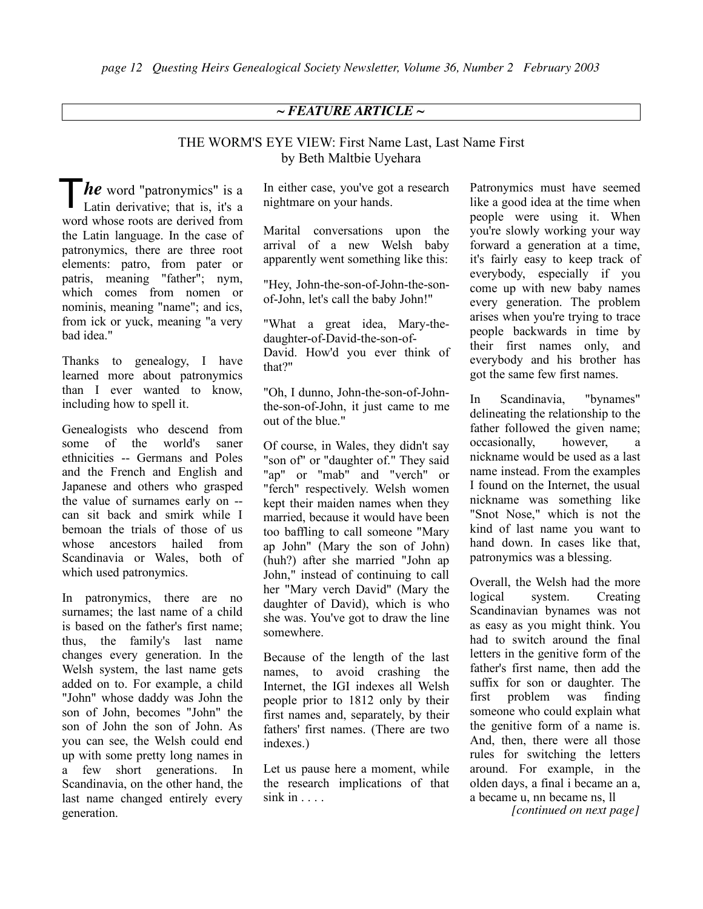## ~ FEATURE ARTICLE ~

### THE WORM'S EYE VIEW: First Name Last, Last Name First
by Beth Maltbie Uyehara

***The*** word "patronymics" is a Latin derivative; that is, it's a word whose roots are derived from the Latin language. In the case of patronymics, there are three root elements: patro, from pater or patris, meaning "father"; nym, which comes from nomen or nominis, meaning "name"; and ics, from ick or yuck, meaning "a very bad idea."

Thanks to genealogy, I have learned more about patronymics than I ever wanted to know, including how to spell it.

Genealogists who descend from some of the world's saner ethnicities -- Germans and Poles and the French and English and Japanese and others who grasped the value of surnames early on -- can sit back and smirk while I bemoan the trials of those of us whose ancestors hailed from Scandinavia or Wales, both of which used patronymics.

In patronymics, there are no surnames; the last name of a child is based on the father's first name; thus, the family's last name changes every generation. In the Welsh system, the last name gets added on to. For example, a child "John" whose daddy was John the son of John, becomes "John" the son of John the son of John. As you can see, the Welsh could end up with some pretty long names in a few short generations. In Scandinavia, on the other hand, the last name changed entirely every generation.

In either case, you've got a research nightmare on your hands.

Marital conversations upon the arrival of a new Welsh baby apparently went something like this:

"Hey, John-the-son-of-John-the-son-of-John, let's call the baby John!"

"What a great idea, Mary-the-daughter-of-David-the-son-of-David. How'd you ever think of that?"

"Oh, I dunno, John-the-son-of-John-the-son-of-John, it just came to me out of the blue."

Of course, in Wales, they didn't say "son of" or "daughter of." They said "ap" or "mab" and "verch" or "ferch" respectively. Welsh women kept their maiden names when they married, because it would have been too baffling to call someone "Mary ap John" (Mary the son of John) (huh?) after she married "John ap John," instead of continuing to call her "Mary verch David" (Mary the daughter of David), which is who she was. You've got to draw the line somewhere.

Because of the length of the last names, to avoid crashing the Internet, the IGI indexes all Welsh people prior to 1812 only by their first names and, separately, by their fathers' first names. (There are two indexes.)

Let us pause here a moment, while the research implications of that sink in . . . .

Patronymics must have seemed like a good idea at the time when people were using it. When you're slowly working your way forward a generation at a time, it's fairly easy to keep track of everybody, especially if you come up with new baby names every generation. The problem arises when you're trying to trace people backwards in time by their first names only, and everybody and his brother has got the same few first names.

In Scandinavia, "bynames" delineating the relationship to the father followed the given name; occasionally, however, a nickname would be used as a last name instead. From the examples I found on the Internet, the usual nickname was something like "Snot Nose," which is not the kind of last name you want to hand down. In cases like that, patronymics was a blessing.

Overall, the Welsh had the more logical system. Creating Scandinavian bynames was not as easy as you might think. You had to switch around the final letters in the genitive form of the father's first name, then add the suffix for son or daughter. The first problem was finding someone who could explain what the genitive form of a name is. And, then, there were all those rules for switching the letters around. For example, in the olden days, a final i became an a, a became u, nn became ns, ll

*[continued on next page]*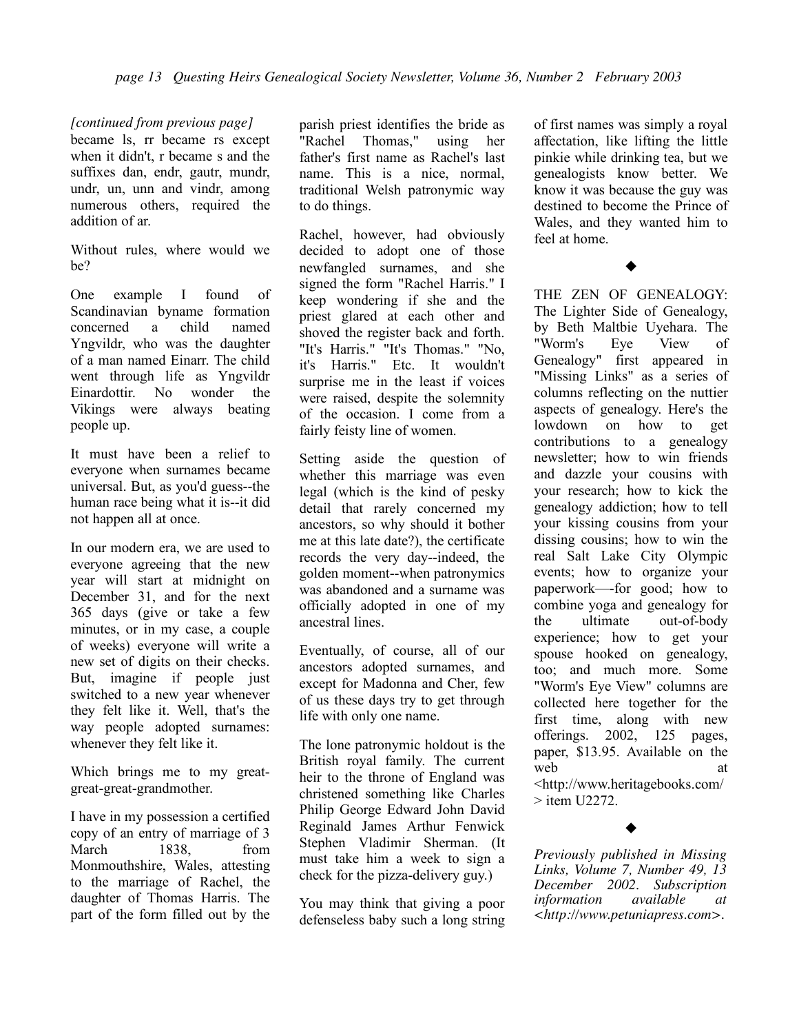*[continued from previous page]*
became ls, rr became rs except when it didn't, r became s and the suffixes dan, endr, gautr, mundr, undr, un, unn and vindr, among numerous others, required the addition of ar.

Without rules, where would we be?

One example I found of Scandinavian byname formation concerned a child named Yngvildr, who was the daughter of a man named Einarr. The child went through life as Yngvildr Einardottir. No wonder the Vikings were always beating people up.

It must have been a relief to everyone when surnames became universal. But, as you'd guess--the human race being what it is--it did not happen all at once.

In our modern era, we are used to everyone agreeing that the new year will start at midnight on December 31, and for the next 365 days (give or take a few minutes, or in my case, a couple of weeks) everyone will write a new set of digits on their checks. But, imagine if people just switched to a new year whenever they felt like it. Well, that's the way people adopted surnames: whenever they felt like it.

Which brings me to my great-great-great-grandmother.

I have in my possession a certified copy of an entry of marriage of 3 March 1838, from Monmouthshire, Wales, attesting to the marriage of Rachel, the daughter of Thomas Harris. The part of the form filled out by the parish priest identifies the bride as "Rachel Thomas," using her father's first name as Rachel's last name. This is a nice, normal, traditional Welsh patronymic way to do things.

Rachel, however, had obviously decided to adopt one of those newfangled surnames, and she signed the form "Rachel Harris." I keep wondering if she and the priest glared at each other and shoved the register back and forth. "It's Harris." "It's Thomas." "No, it's Harris." Etc. It wouldn't surprise me in the least if voices were raised, despite the solemnity of the occasion. I come from a fairly feisty line of women.

Setting aside the question of whether this marriage was even legal (which is the kind of pesky detail that rarely concerned my ancestors, so why should it bother me at this late date?), the certificate records the very day--indeed, the golden moment--when patronymics was abandoned and a surname was officially adopted in one of my ancestral lines.

Eventually, of course, all of our ancestors adopted surnames, and except for Madonna and Cher, few of us these days try to get through life with only one name.

The lone patronymic holdout is the British royal family. The current heir to the throne of England was christened something like Charles Philip George Edward John David Reginald James Arthur Fenwick Stephen Vladimir Sherman. (It must take him a week to sign a check for the pizza-delivery guy.)

You may think that giving a poor defenseless baby such a long string of first names was simply a royal affectation, like lifting the little pinkie while drinking tea, but we genealogists know better. We know it was because the guy was destined to become the Prince of Wales, and they wanted him to feel at home.

◆

THE ZEN OF GENEALOGY: The Lighter Side of Genealogy, by Beth Maltbie Uyehara. The "Worm's Eye View of Genealogy" first appeared in "Missing Links" as a series of columns reflecting on the nuttier aspects of genealogy. Here's the lowdown on how to get contributions to a genealogy newsletter; how to win friends and dazzle your cousins with your research; how to kick the genealogy addiction; how to tell your kissing cousins from your dissing cousins; how to win the real Salt Lake City Olympic events; how to organize your paperwork—-for good; how to combine yoga and genealogy for the ultimate out-of-body experience; how to get your spouse hooked on genealogy, too; and much more. Some "Worm's Eye View" columns are collected here together for the first time, along with new offerings. 2002, 125 pages, paper, $13.95. Available on the web at <http://www.heritagebooks.com/> item U2272.

◆

*Previously published in Missing Links, Volume 7, Number 49, 13 December 2002. Subscription information available at <http://www.petuniapress.com>.*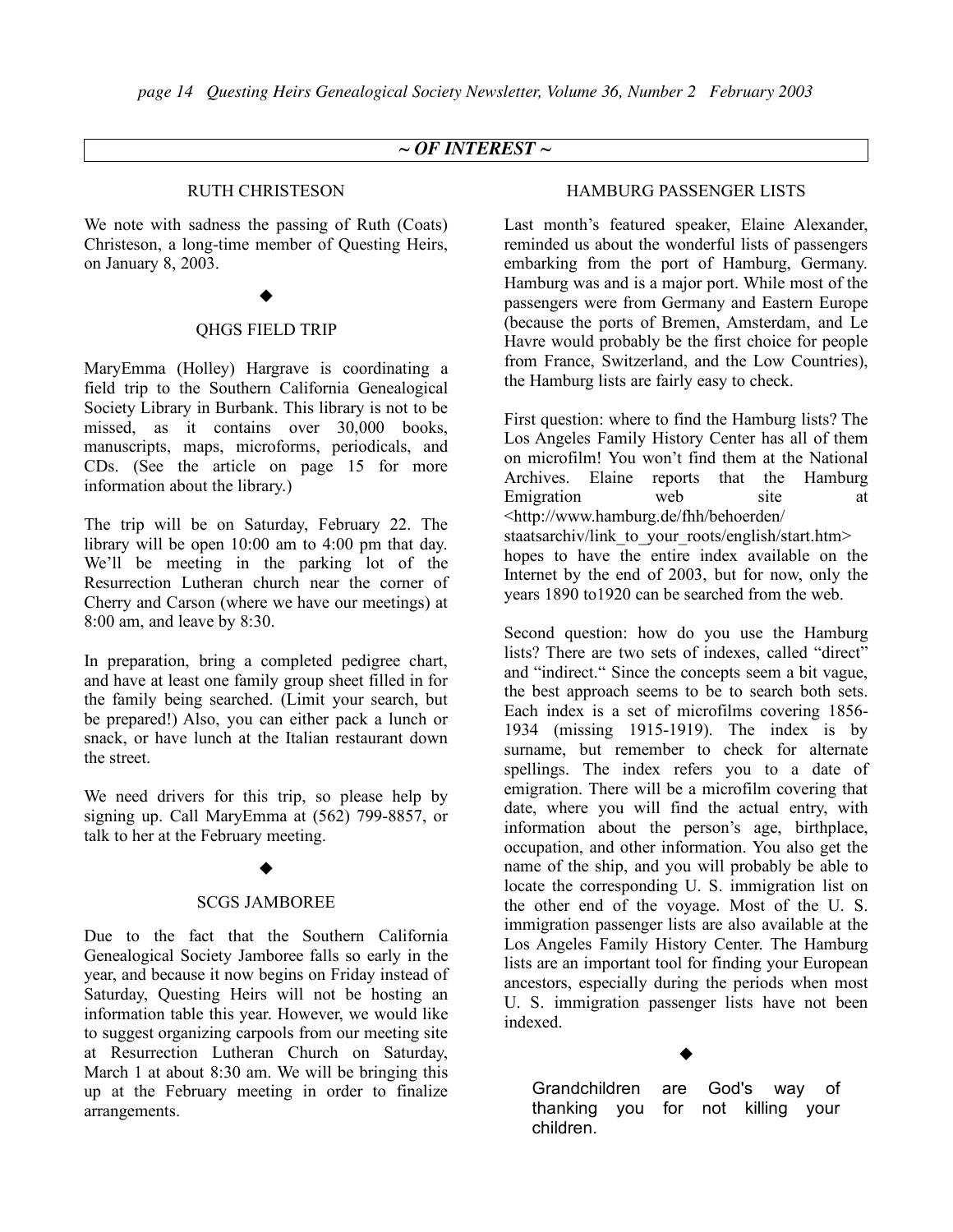## ~ OF INTEREST ~

### RUTH CHRISTESON

We note with sadness the passing of Ruth (Coats) Christeson, a long-time member of Questing Heirs, on January 8, 2003.

◆

### QHGS FIELD TRIP

MaryEmma (Holley) Hargrave is coordinating a field trip to the Southern California Genealogical Society Library in Burbank. This library is not to be missed, as it contains over 30,000 books, manuscripts, maps, microforms, periodicals, and CDs. (See the article on page 15 for more information about the library.)

The trip will be on Saturday, February 22. The library will be open 10:00 am to 4:00 pm that day. We'll be meeting in the parking lot of the Resurrection Lutheran church near the corner of Cherry and Carson (where we have our meetings) at 8:00 am, and leave by 8:30.

In preparation, bring a completed pedigree chart, and have at least one family group sheet filled in for the family being searched. (Limit your search, but be prepared!) Also, you can either pack a lunch or snack, or have lunch at the Italian restaurant down the street.

We need drivers for this trip, so please help by signing up. Call MaryEmma at (562) 799-8857, or talk to her at the February meeting.

◆

### SCGS JAMBOREE

Due to the fact that the Southern California Genealogical Society Jamboree falls so early in the year, and because it now begins on Friday instead of Saturday, Questing Heirs will not be hosting an information table this year. However, we would like to suggest organizing carpools from our meeting site at Resurrection Lutheran Church on Saturday, March 1 at about 8:30 am. We will be bringing this up at the February meeting in order to finalize arrangements.

### HAMBURG PASSENGER LISTS

Last month's featured speaker, Elaine Alexander, reminded us about the wonderful lists of passengers embarking from the port of Hamburg, Germany. Hamburg was and is a major port. While most of the passengers were from Germany and Eastern Europe (because the ports of Bremen, Amsterdam, and Le Havre would probably be the first choice for people from France, Switzerland, and the Low Countries), the Hamburg lists are fairly easy to check.

First question: where to find the Hamburg lists? The Los Angeles Family History Center has all of them on microfilm! You won't find them at the National Archives. Elaine reports that the Hamburg Emigration web site at <http://www.hamburg.de/fhh/behoerden/staatsarchiv/link_to_your_roots/english/start.htm> hopes to have the entire index available on the Internet by the end of 2003, but for now, only the years 1890 to1920 can be searched from the web.

Second question: how do you use the Hamburg lists? There are two sets of indexes, called "direct" and "indirect." Since the concepts seem a bit vague, the best approach seems to be to search both sets. Each index is a set of microfilms covering 1856-1934 (missing 1915-1919). The index is by surname, but remember to check for alternate spellings. The index refers you to a date of emigration. There will be a microfilm covering that date, where you will find the actual entry, with information about the person's age, birthplace, occupation, and other information. You also get the name of the ship, and you will probably be able to locate the corresponding U. S. immigration list on the other end of the voyage. Most of the U. S. immigration passenger lists are also available at the Los Angeles Family History Center. The Hamburg lists are an important tool for finding your European ancestors, especially during the periods when most U. S. immigration passenger lists have not been indexed.

◆

Grandchildren are God's way of thanking you for not killing your children.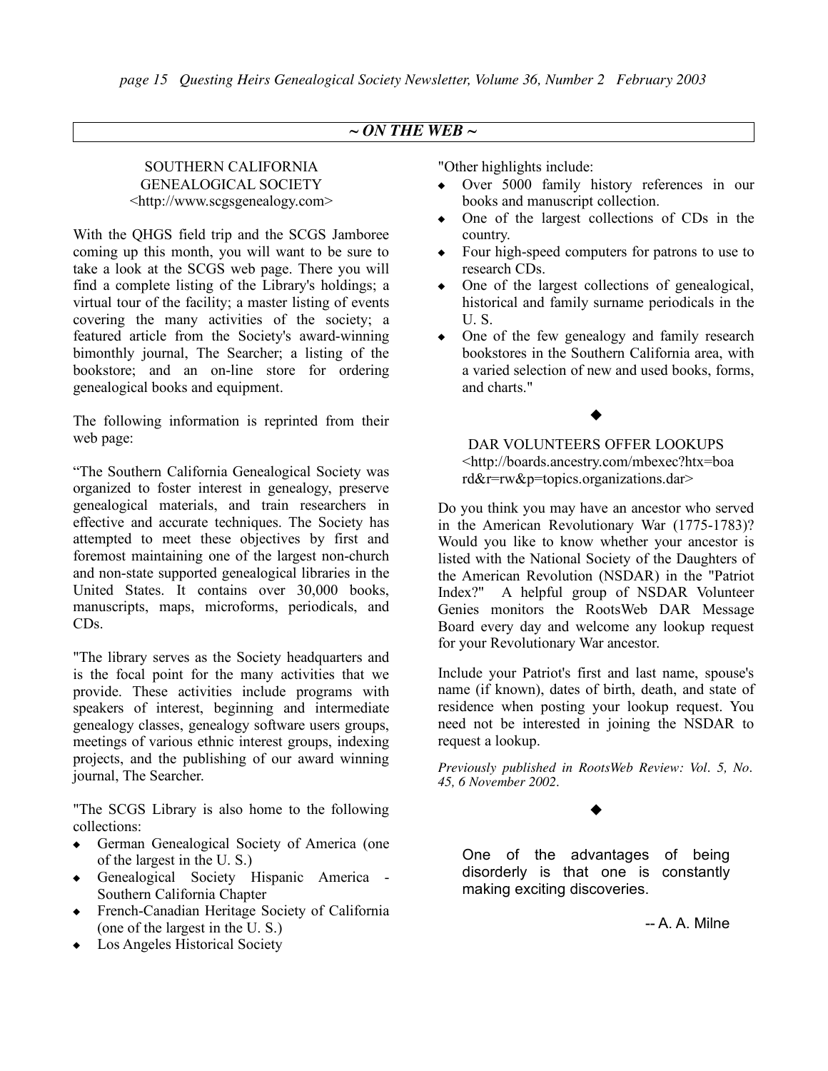## ~ ON THE WEB ~

### SOUTHERN CALIFORNIA GENEALOGICAL SOCIETY
<http://www.scgsgenealogy.com>

With the QHGS field trip and the SCGS Jamboree coming up this month, you will want to be sure to take a look at the SCGS web page. There you will find a complete listing of the Library's holdings; a virtual tour of the facility; a master listing of events covering the many activities of the society; a featured article from the Society's award-winning bimonthly journal, The Searcher; a listing of the bookstore; and an on-line store for ordering genealogical books and equipment.

The following information is reprinted from their web page:

“The Southern California Genealogical Society was organized to foster interest in genealogy, preserve genealogical materials, and train researchers in effective and accurate techniques. The Society has attempted to meet these objectives by first and foremost maintaining one of the largest non-church and non-state supported genealogical libraries in the United States. It contains over 30,000 books, manuscripts, maps, microforms, periodicals, and CDs.

"The library serves as the Society headquarters and is the focal point for the many activities that we provide. These activities include programs with speakers of interest, beginning and intermediate genealogy classes, genealogy software users groups, meetings of various ethnic interest groups, indexing projects, and the publishing of our award winning journal, The Searcher.

"The SCGS Library is also home to the following collections:

- German Genealogical Society of America (one of the largest in the U. S.)
- Genealogical Society Hispanic America - Southern California Chapter
- French-Canadian Heritage Society of California (one of the largest in the U. S.)
- Los Angeles Historical Society

"Other highlights include:

- Over 5000 family history references in our books and manuscript collection.
- One of the largest collections of CDs in the country.
- Four high-speed computers for patrons to use to research CDs.
- One of the largest collections of genealogical, historical and family surname periodicals in the U. S.
- One of the few genealogy and family research bookstores in the Southern California area, with a varied selection of new and used books, forms, and charts."

◆

### DAR VOLUNTEERS OFFER LOOKUPS
<http://boards.ancestry.com/mbexec?htx=board&r=rw&p=topics.organizations.dar>

Do you think you may have an ancestor who served in the American Revolutionary War (1775-1783)? Would you like to know whether your ancestor is listed with the National Society of the Daughters of the American Revolution (NSDAR) in the "Patriot Index?" A helpful group of NSDAR Volunteer Genies monitors the RootsWeb DAR Message Board every day and welcome any lookup request for your Revolutionary War ancestor.

Include your Patriot's first and last name, spouse's name (if known), dates of birth, death, and state of residence when posting your lookup request. You need not be interested in joining the NSDAR to request a lookup.

*Previously published in RootsWeb Review: Vol. 5, No. 45, 6 November 2002.*

◆

One of the advantages of being disorderly is that one is constantly making exciting discoveries.

-- A. A. Milne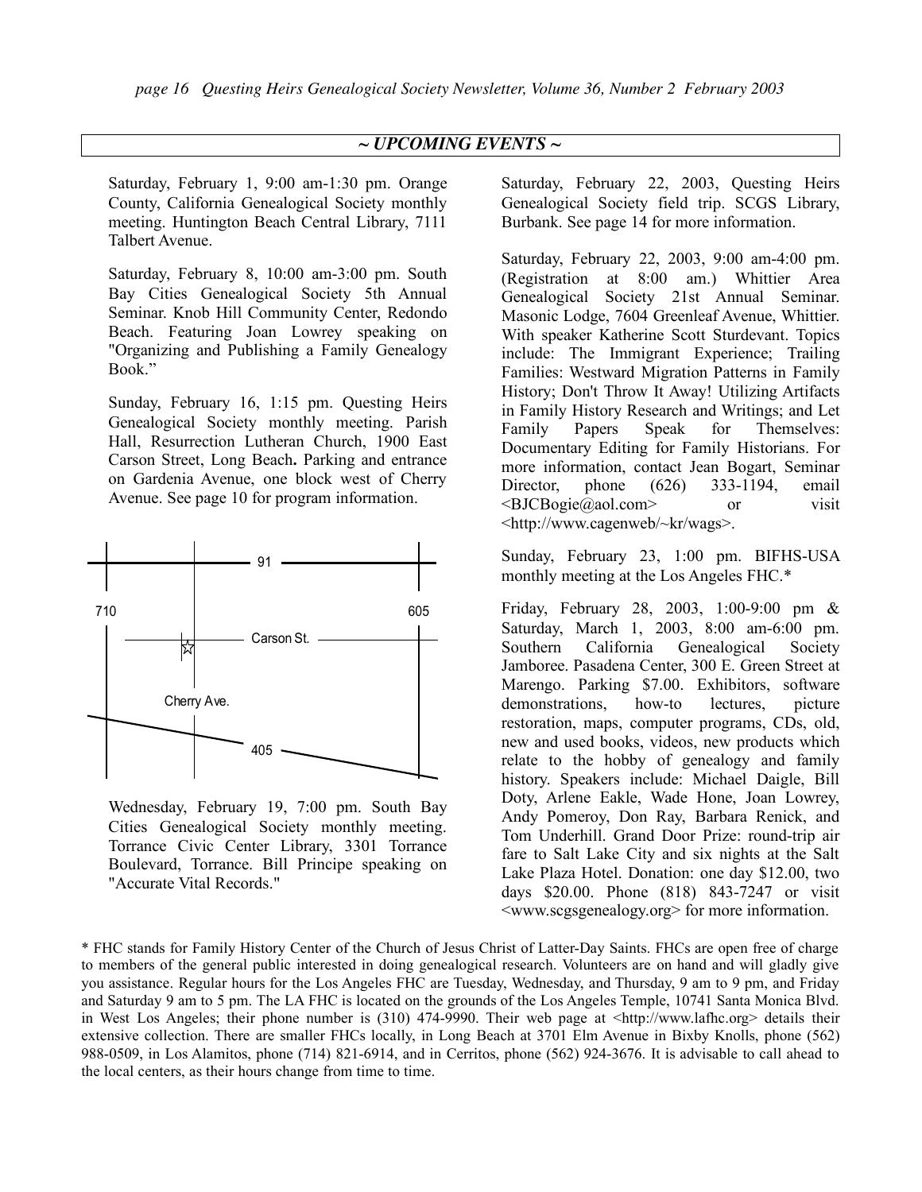## ~ UPCOMING EVENTS ~

Saturday, February 1, 9:00 am-1:30 pm. Orange County, California Genealogical Society monthly meeting. Huntington Beach Central Library, 7111 Talbert Avenue.

Saturday, February 8, 10:00 am-3:00 pm. South Bay Cities Genealogical Society 5th Annual Seminar. Knob Hill Community Center, Redondo Beach. Featuring Joan Lowrey speaking on "Organizing and Publishing a Family Genealogy Book."

Sunday, February 16, 1:15 pm. Questing Heirs Genealogical Society monthly meeting. Parish Hall, Resurrection Lutheran Church, 1900 East Carson Street, Long Beach**.** Parking and entrance on Gardenia Avenue, one block west of Cherry Avenue. See page 10 for program information.

91

710

605

Carson St.

Cherry Ave.

405

Wednesday, February 19, 7:00 pm. South Bay Cities Genealogical Society monthly meeting. Torrance Civic Center Library, 3301 Torrance Boulevard, Torrance. Bill Principe speaking on "Accurate Vital Records."

Saturday, February 22, 2003, Questing Heirs Genealogical Society field trip. SCGS Library, Burbank. See page 14 for more information.

Saturday, February 22, 2003, 9:00 am-4:00 pm. (Registration at 8:00 am.) Whittier Area Genealogical Society 21st Annual Seminar. Masonic Lodge, 7604 Greenleaf Avenue, Whittier. With speaker Katherine Scott Sturdevant. Topics include: The Immigrant Experience; Trailing Families: Westward Migration Patterns in Family History; Don't Throw It Away! Utilizing Artifacts in Family History Research and Writings; and Let Family Papers Speak for Themselves: Documentary Editing for Family Historians. For more information, contact Jean Bogart, Seminar Director, phone (626) 333-1194, email <BJCBogie@aol.com> or visit <http://www.cagenweb/~kr/wags>.

Sunday, February 23, 1:00 pm. BIFHS-USA monthly meeting at the Los Angeles FHC.*

Friday, February 28, 2003, 1:00-9:00 pm & Saturday, March 1, 2003, 8:00 am-6:00 pm. Southern California Genealogical Society Jamboree. Pasadena Center, 300 E. Green Street at Marengo. Parking $7.00. Exhibitors, software demonstrations, how-to lectures, picture restoration, maps, computer programs, CDs, old, new and used books, videos, new products which relate to the hobby of genealogy and family history. Speakers include: Michael Daigle, Bill Doty, Arlene Eakle, Wade Hone, Joan Lowrey, Andy Pomeroy, Don Ray, Barbara Renick, and Tom Underhill. Grand Door Prize: round-trip air fare to Salt Lake City and six nights at the Salt Lake Plaza Hotel. Donation: one day $12.00, two days $20.00. Phone (818) 843-7247 or visit <www.scgsgenealogy.org> for more information.

* FHC stands for Family History Center of the Church of Jesus Christ of Latter-Day Saints. FHCs are open free of charge to members of the general public interested in doing genealogical research. Volunteers are on hand and will gladly give you assistance. Regular hours for the Los Angeles FHC are Tuesday, Wednesday, and Thursday, 9 am to 9 pm, and Friday and Saturday 9 am to 5 pm. The LA FHC is located on the grounds of the Los Angeles Temple, 10741 Santa Monica Blvd. in West Los Angeles; their phone number is (310) 474-9990. Their web page at <http://www.lafhc.org> details their extensive collection. There are smaller FHCs locally, in Long Beach at 3701 Elm Avenue in Bixby Knolls, phone (562) 988-0509, in Los Alamitos, phone (714) 821-6914, and in Cerritos, phone (562) 924-3676. It is advisable to call ahead to the local centers, as their hours change from time to time.